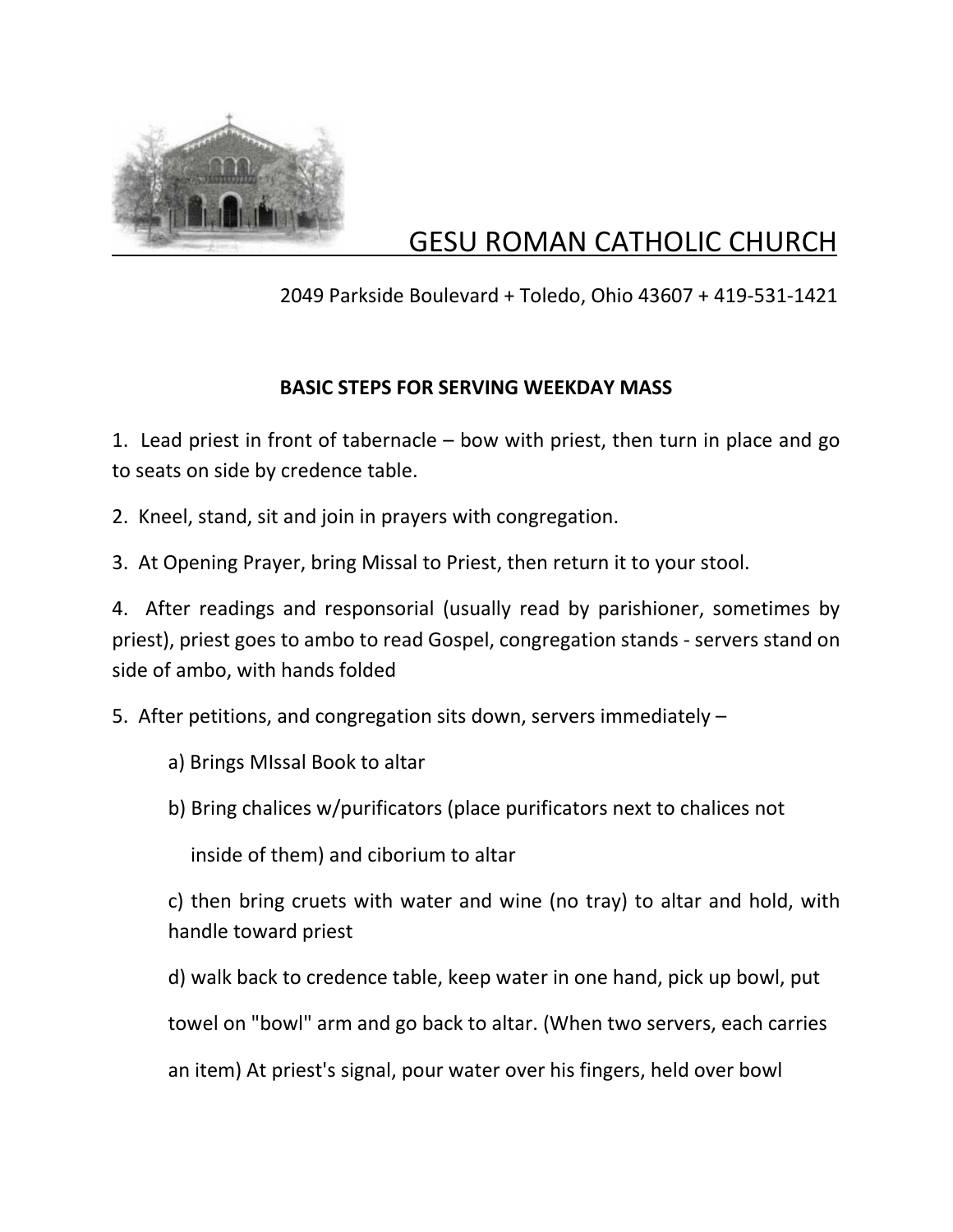# GESU ROMAN CATHOLIC CHURCH

2049 Parkside Boulevard + Toledo, Ohio 43607 + 419-531-1421

**BASIC STEPS FOR SERVING WEEKDAY MASS**

1. Lead priest in front of tabernacle – bow with priest, then turn in place and go to seats on side by credence table.

2. Kneel, stand, sit and join in prayers with congregation.

3. At Opening Prayer, bring Missal to Priest, then return it to your stool.

4. After readings and responsorial (usually read by parishioner, sometimes by priest), priest goes to ambo to read Gospel, congregation stands - servers stand on side of ambo, with hands folded

5. After petitions, and congregation sits down, servers immediately –

   a) Brings MIssal Book to altar

   b) Bring chalices w/purificators (place purificators next to chalices not inside of them) and ciborium to altar

   c) then bring cruets with water and wine (no tray) to altar and hold, with handle toward priest

   d) walk back to credence table, keep water in one hand, pick up bowl, put towel on "bowl" arm and go back to altar. (When two servers, each carries an item) At priest's signal, pour water over his fingers, held over bowl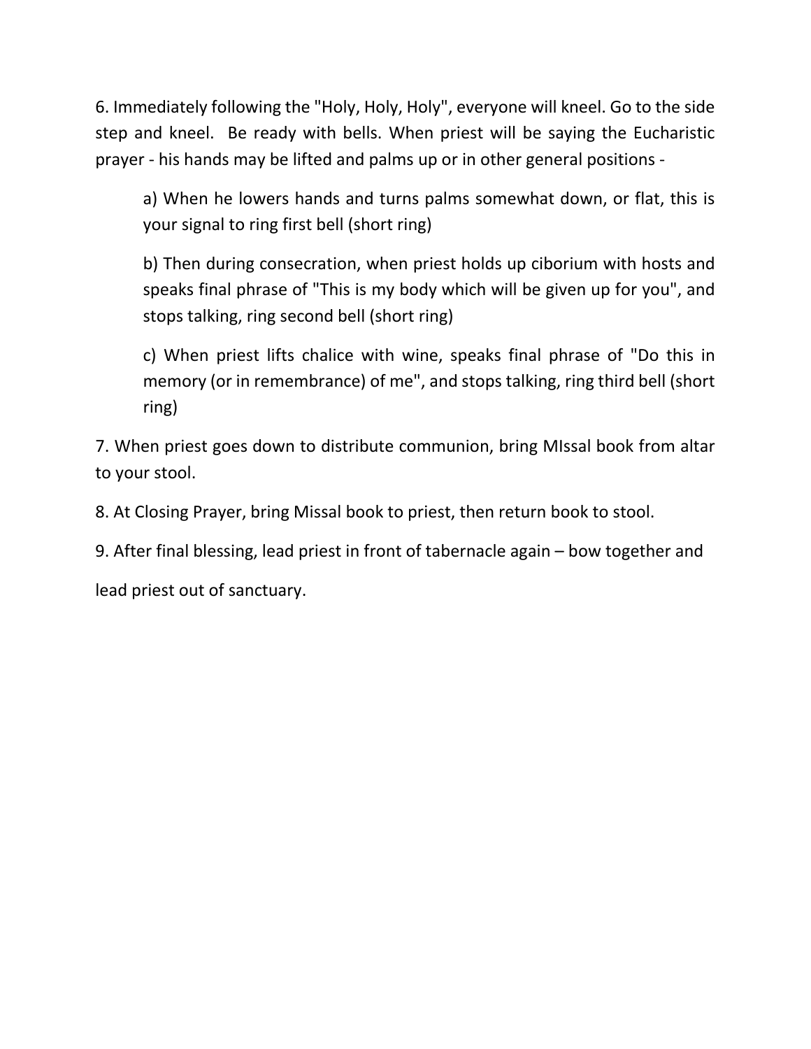6. Immediately following the "Holy, Holy, Holy", everyone will kneel. Go to the side step and kneel. Be ready with bells. When priest will be saying the Eucharistic prayer - his hands may be lifted and palms up or in other general positions -

> a) When he lowers hands and turns palms somewhat down, or flat, this is your signal to ring first bell (short ring)
>
> b) Then during consecration, when priest holds up ciborium with hosts and speaks final phrase of "This is my body which will be given up for you", and stops talking, ring second bell (short ring)
>
> c) When priest lifts chalice with wine, speaks final phrase of "Do this in memory (or in remembrance) of me", and stops talking, ring third bell (short ring)

7. When priest goes down to distribute communion, bring MIssal book from altar to your stool.

8. At Closing Prayer, bring Missal book to priest, then return book to stool.

9. After final blessing, lead priest in front of tabernacle again – bow together and lead priest out of sanctuary.